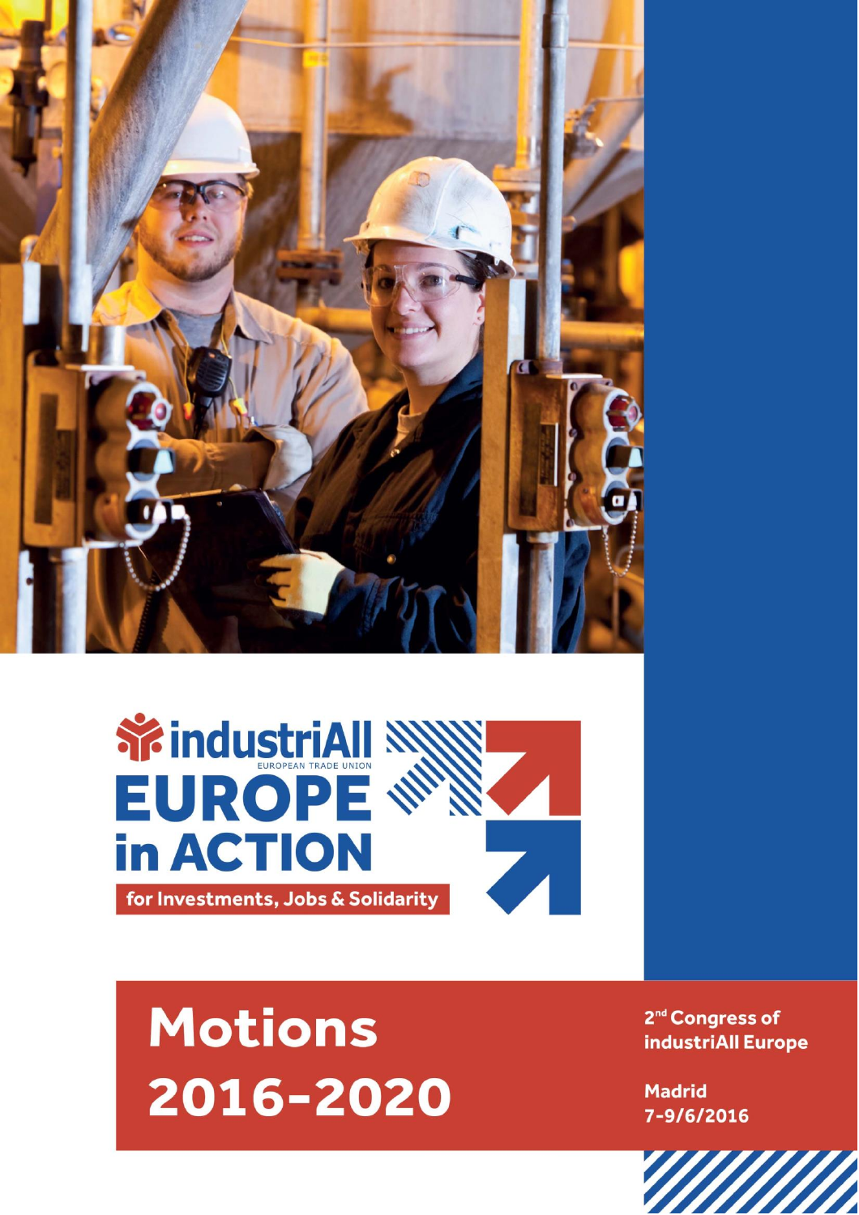industriAll
EUROPEAN TRADE UNION

# EUROPE in ACTION

for Investments, Jobs & Solidarity

# Motions 2016-2020

2nd Congress of industriAll Europe

Madrid
7-9/6/2016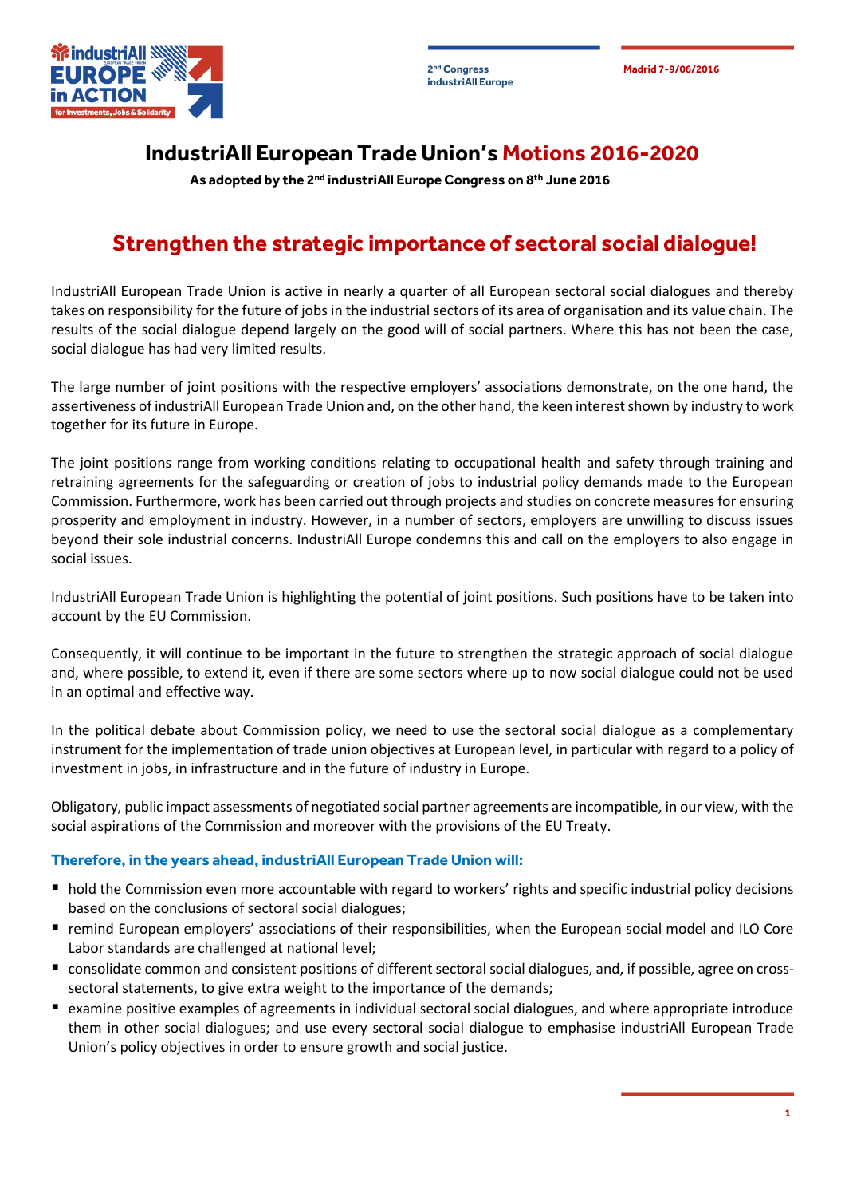# IndustriAll European Trade Union's Motions 2016-2020

**As adopted by the 2nd industriAll Europe Congress on 8th June 2016**

## Strengthen the strategic importance of sectoral social dialogue!

IndustriAll European Trade Union is active in nearly a quarter of all European sectoral social dialogues and thereby takes on responsibility for the future of jobs in the industrial sectors of its area of organisation and its value chain. The results of the social dialogue depend largely on the good will of social partners. Where this has not been the case, social dialogue has had very limited results.

The large number of joint positions with the respective employers' associations demonstrate, on the one hand, the assertiveness of industriAll European Trade Union and, on the other hand, the keen interest shown by industry to work together for its future in Europe.

The joint positions range from working conditions relating to occupational health and safety through training and retraining agreements for the safeguarding or creation of jobs to industrial policy demands made to the European Commission. Furthermore, work has been carried out through projects and studies on concrete measures for ensuring prosperity and employment in industry. However, in a number of sectors, employers are unwilling to discuss issues beyond their sole industrial concerns. IndustriAll Europe condemns this and call on the employers to also engage in social issues.

IndustriAll European Trade Union is highlighting the potential of joint positions. Such positions have to be taken into account by the EU Commission.

Consequently, it will continue to be important in the future to strengthen the strategic approach of social dialogue and, where possible, to extend it, even if there are some sectors where up to now social dialogue could not be used in an optimal and effective way.

In the political debate about Commission policy, we need to use the sectoral social dialogue as a complementary instrument for the implementation of trade union objectives at European level, in particular with regard to a policy of investment in jobs, in infrastructure and in the future of industry in Europe.

Obligatory, public impact assessments of negotiated social partner agreements are incompatible, in our view, with the social aspirations of the Commission and moreover with the provisions of the EU Treaty.

**Therefore, in the years ahead, industriAll European Trade Union will:**

- hold the Commission even more accountable with regard to workers' rights and specific industrial policy decisions based on the conclusions of sectoral social dialogues;
- remind European employers' associations of their responsibilities, when the European social model and ILO Core Labor standards are challenged at national level;
- consolidate common and consistent positions of different sectoral social dialogues, and, if possible, agree on cross-sectoral statements, to give extra weight to the importance of the demands;
- examine positive examples of agreements in individual sectoral social dialogues, and where appropriate introduce them in other social dialogues; and use every sectoral social dialogue to emphasise industriAll European Trade Union's policy objectives in order to ensure growth and social justice.